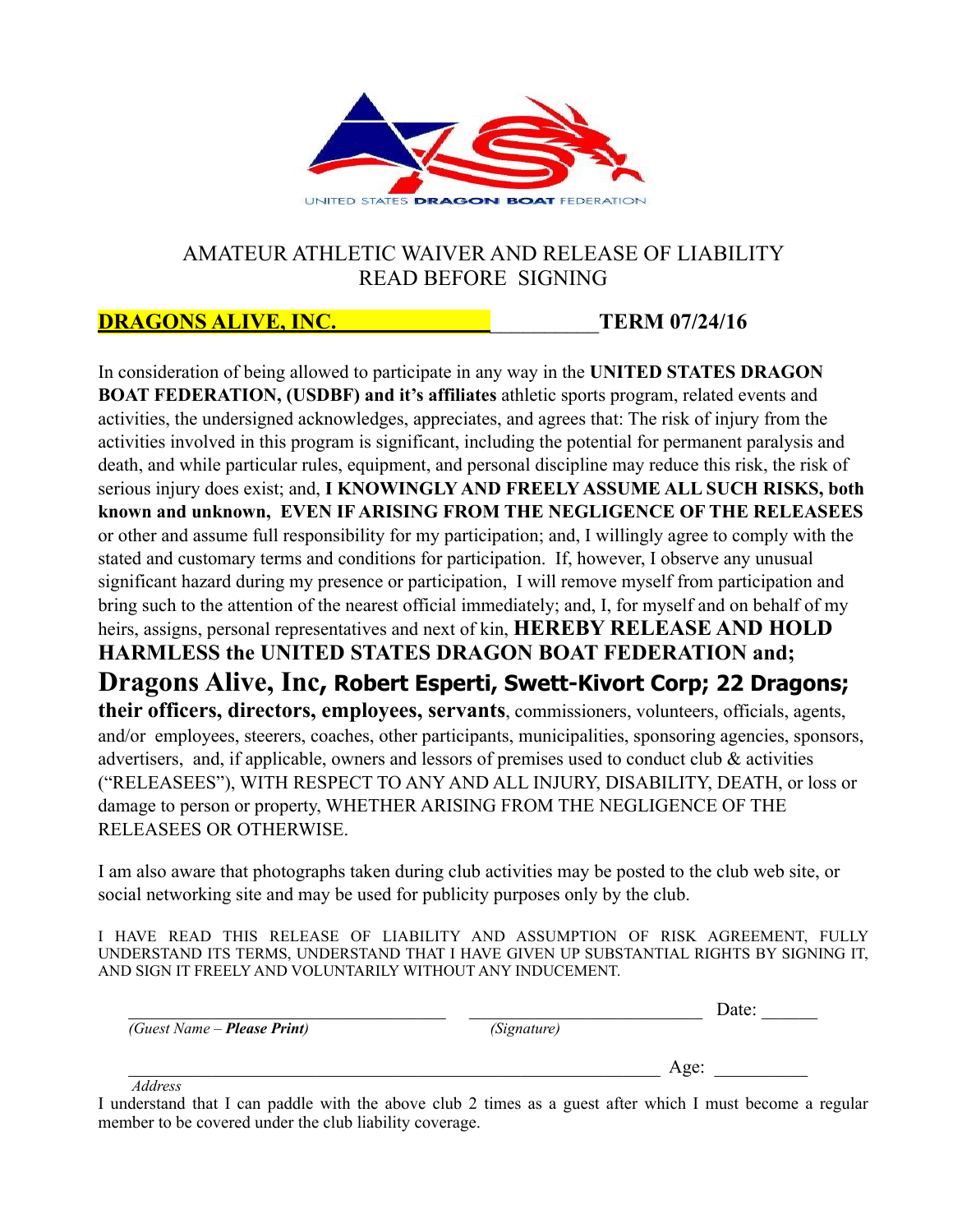UNITED STATES DRAGON BOAT FEDERATION

# AMATEUR ATHLETIC WAIVER AND RELEASE OF LIABILITY
# READ BEFORE SIGNING

**DRAGONS ALIVE, INC.** ____________ **TERM 07/24/16**

In consideration of being allowed to participate in any way in the **UNITED STATES DRAGON BOAT FEDERATION, (USDBF) and it's affiliates** athletic sports program, related events and activities, the undersigned acknowledges, appreciates, and agrees that: The risk of injury from the activities involved in this program is significant, including the potential for permanent paralysis and death, and while particular rules, equipment, and personal discipline may reduce this risk, the risk of serious injury does exist; and, **I KNOWINGLY AND FREELY ASSUME ALL SUCH RISKS, both known and unknown, EVEN IF ARISING FROM THE NEGLIGENCE OF THE RELEASEES** or other and assume full responsibility for my participation; and, I willingly agree to comply with the stated and customary terms and conditions for participation. If, however, I observe any unusual significant hazard during my presence or participation, I will remove myself from participation and bring such to the attention of the nearest official immediately; and, I, for myself and on behalf of my heirs, assigns, personal representatives and next of kin, **HEREBY RELEASE AND HOLD HARMLESS the UNITED STATES DRAGON BOAT FEDERATION and; Dragons Alive, Inc, Robert Esperti, Swett-Kivort Corp; 22 Dragons; their officers, directors, employees, servants**, commissioners, volunteers, officials, agents, and/or employees, steerers, coaches, other participants, municipalities, sponsoring agencies, sponsors, advertisers, and, if applicable, owners and lessors of premises used to conduct club & activities ("RELEASEES"), WITH RESPECT TO ANY AND ALL INJURY, DISABILITY, DEATH, or loss or damage to person or property, WHETHER ARISING FROM THE NEGLIGENCE OF THE RELEASEES OR OTHERWISE.

I am also aware that photographs taken during club activities may be posted to the club web site, or social networking site and may be used for publicity purposes only by the club.

I HAVE READ THIS RELEASE OF LIABILITY AND ASSUMPTION OF RISK AGREEMENT, FULLY UNDERSTAND ITS TERMS, UNDERSTAND THAT I HAVE GIVEN UP SUBSTANTIAL RIGHTS BY SIGNING IT, AND SIGN IT FREELY AND VOLUNTARILY WITHOUT ANY INDUCEMENT.

______________________________ ______________________________ Date: ______
*(Guest Name – **Please Print**)* *(Signature)*

__________________________________________________________ Age: __________
*Address*

I understand that I can paddle with the above club 2 times as a guest after which I must become a regular member to be covered under the club liability coverage.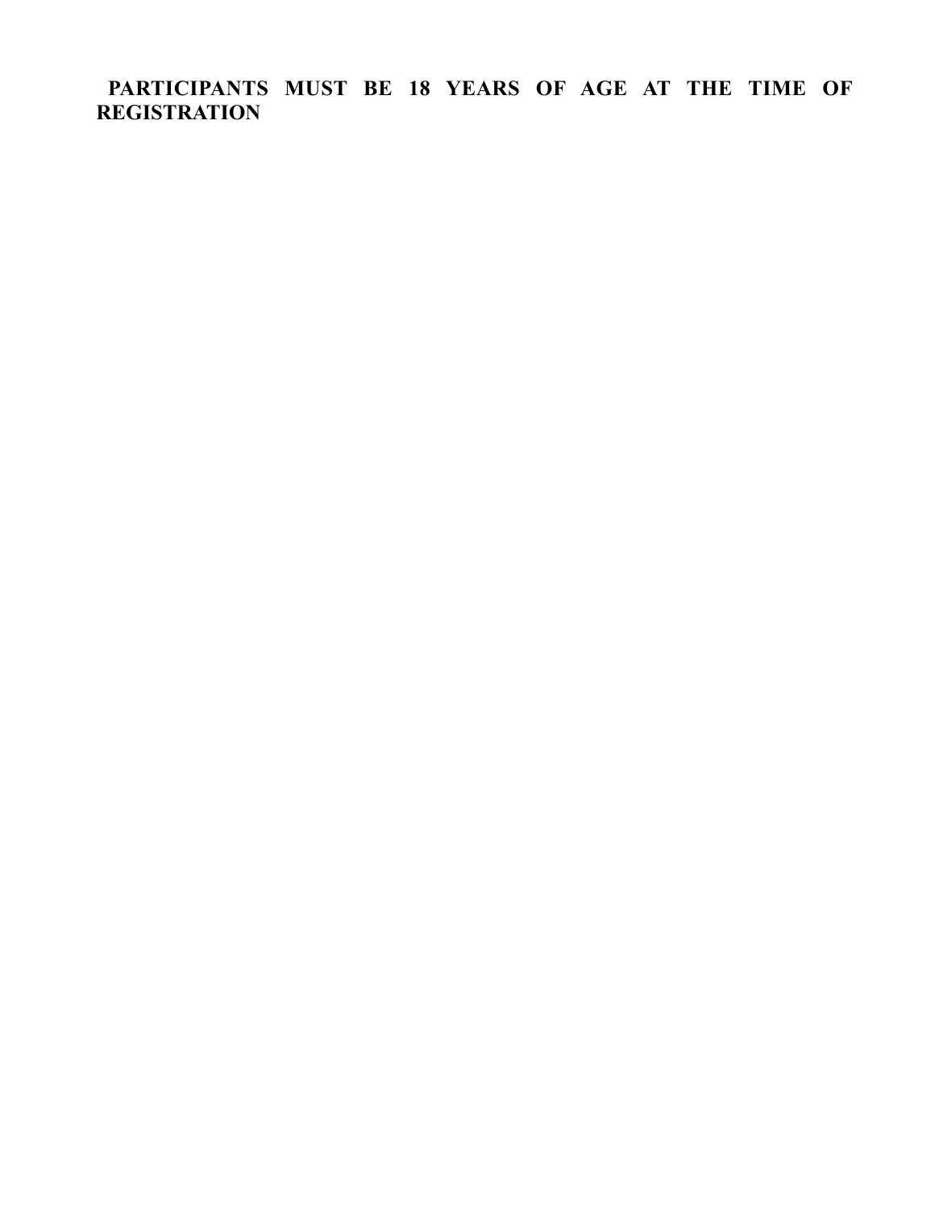**PARTICIPANTS MUST BE 18 YEARS OF AGE AT THE TIME OF REGISTRATION**